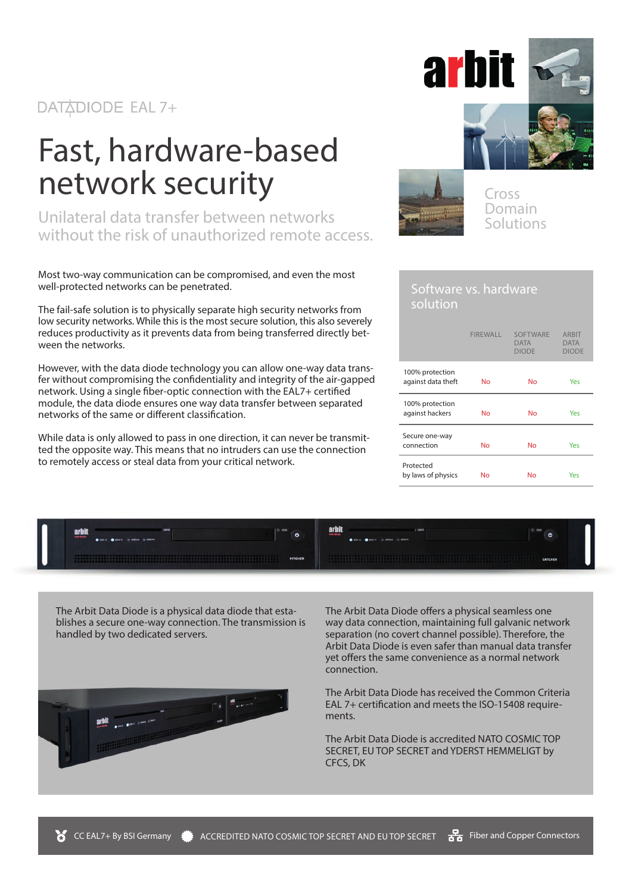arbit

DATADIODE EAL 7+

# Fast, hardware-based network security

## Unilateral data transfer between networks without the risk of unauthorized remote access.

Cross Domain Solutions

Most two-way communication can be compromised, and even the most well-protected networks can be penetrated.

The fail-safe solution is to physically separate high security networks from low security networks. While this is the most secure solution, this also severely reduces productivity as it prevents data from being transferred directly between the networks.

However, with the data diode technology you can allow one-way data transfer without compromising the confidentiality and integrity of the air-gapped network. Using a single fiber-optic connection with the EAL7+ certified module, the data diode ensures one way data transfer between separated networks of the same or different classification.

While data is only allowed to pass in one direction, it can never be transmitted the opposite way. This means that no intruders can use the connection to remotely access or steal data from your critical network.

### Software vs. hardware solution

| | FIREWALL | SOFTWARE DATA DIODE | ARBIT DATA DIODE |
|---|---|---|---|
| 100% protection against data theft | No | No | Yes |
| 100% protection against hackers | No | No | Yes |
| Secure one-way connection | No | No | Yes |
| Protected by laws of physics | No | No | Yes |

The Arbit Data Diode is a physical data diode that establishes a secure one-way connection. The transmission is handled by two dedicated servers.

The Arbit Data Diode offers a physical seamless one way data connection, maintaining full galvanic network separation (no covert channel possible). Therefore, the Arbit Data Diode is even safer than manual data transfer yet offers the same convenience as a normal network connection.

The Arbit Data Diode has received the Common Criteria EAL 7+ certification and meets the ISO-15408 requirements.

The Arbit Data Diode is accredited NATO COSMIC TOP SECRET, EU TOP SECRET and YDERST HEMMELIGT by CFCS, DK

CC EAL7+ By BSI Germany | ACCREDITED NATO COSMIC TOP SECRET AND EU TOP SECRET | Fiber and Copper Connectors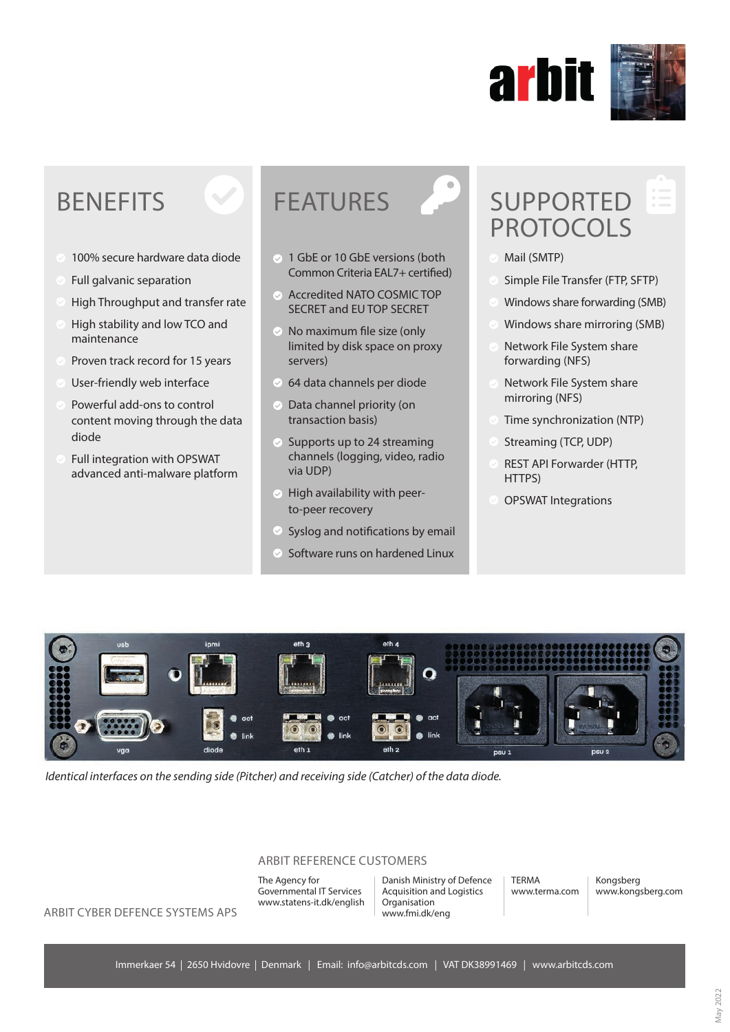## BENEFITS

- 100% secure hardware data diode
- Full galvanic separation
- High Throughput and transfer rate
- High stability and low TCO and maintenance
- Proven track record for 15 years
- User-friendly web interface
- Powerful add-ons to control content moving through the data diode
- Full integration with OPSWAT advanced anti-malware platform

## FEATURES

- 1 GbE or 10 GbE versions (both Common Criteria EAL7+ certified)
- Accredited NATO COSMIC TOP SECRET and EU TOP SECRET
- No maximum file size (only limited by disk space on proxy servers)
- 64 data channels per diode
- Data channel priority (on transaction basis)
- Supports up to 24 streaming channels (logging, video, radio via UDP)
- High availability with peer-to-peer recovery
- Syslog and notifications by email
- Software runs on hardened Linux

## SUPPORTED PROTOCOLS

- Mail (SMTP)
- Simple File Transfer (FTP, SFTP)
- Windows share forwarding (SMB)
- Windows share mirroring (SMB)
- Network File System share forwarding (NFS)
- Network File System share mirroring (NFS)
- Time synchronization (NTP)
- Streaming (TCP, UDP)
- REST API Forwarder (HTTP, HTTPS)
- OPSWAT Integrations

*Identical interfaces on the sending side (Pitcher) and receiving side (Catcher) of the data diode.*

ARBIT CYBER DEFENCE SYSTEMS APS

### ARBIT REFERENCE CUSTOMERS

- The Agency for Governmental IT Services www.statens-it.dk/english
- Danish Ministry of Defence Acquisition and Logistics Organisation www.fmi.dk/eng
- TERMA www.terma.com
- Kongsberg www.kongsberg.com

Immerkaer 54 | 2650 Hvidovre | Denmark | Email: info@arbitcds.com | VAT DK38991469 | www.arbitcds.com

May 2022